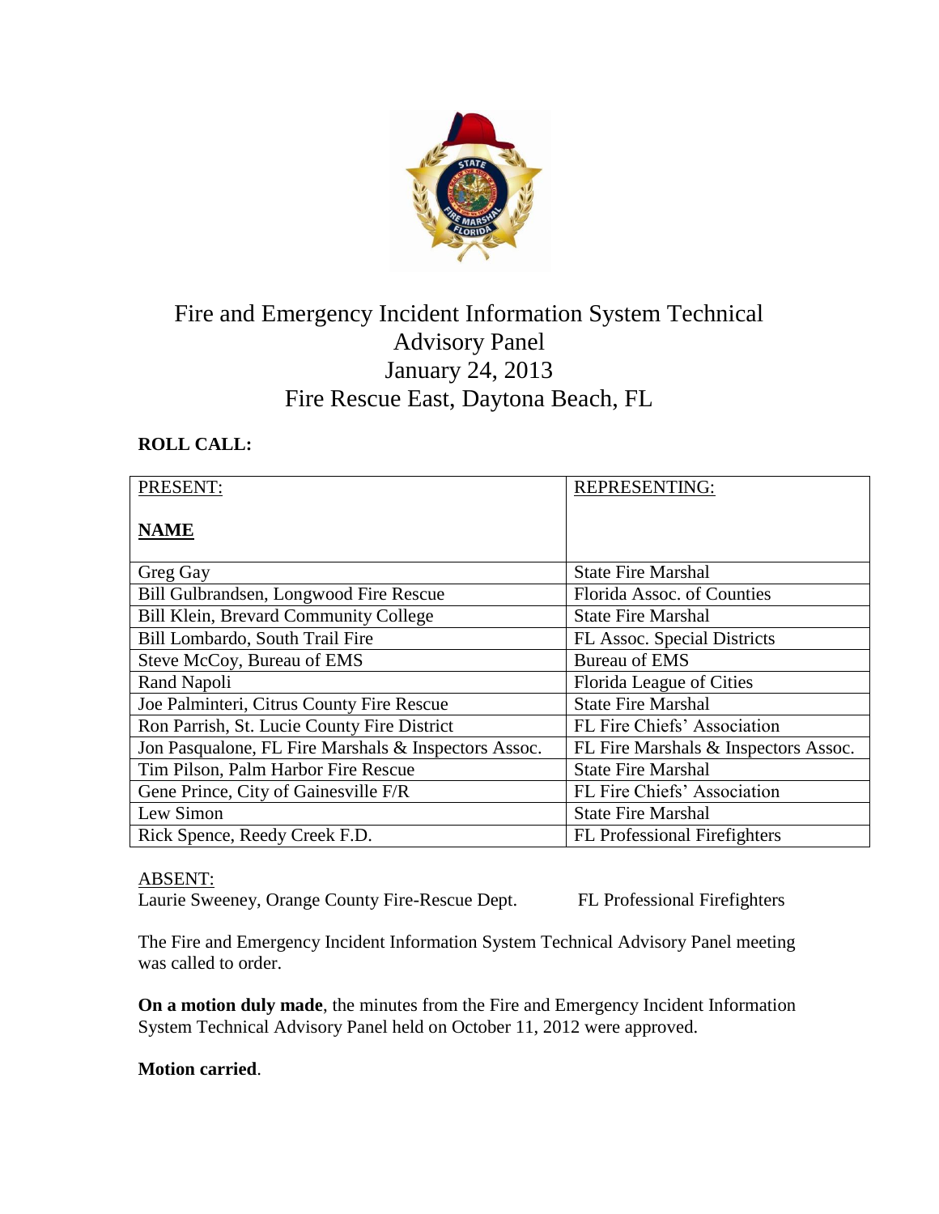# Fire and Emergency Incident Information System Technical Advisory Panel
## January 24, 2013
## Fire Rescue East, Daytona Beach, FL

**ROLL CALL:**

| PRESENT: **NAME** | REPRESENTING: |
|---|---|
| Greg Gay | State Fire Marshal |
| Bill Gulbrandsen, Longwood Fire Rescue | Florida Assoc. of Counties |
| Bill Klein, Brevard Community College | State Fire Marshal |
| Bill Lombardo, South Trail Fire | FL Assoc. Special Districts |
| Steve McCoy, Bureau of EMS | Bureau of EMS |
| Rand Napoli | Florida League of Cities |
| Joe Palminteri, Citrus County Fire Rescue | State Fire Marshal |
| Ron Parrish, St. Lucie County Fire District | FL Fire Chiefs' Association |
| Jon Pasqualone, FL Fire Marshals & Inspectors Assoc. | FL Fire Marshals & Inspectors Assoc. |
| Tim Pilson, Palm Harbor Fire Rescue | State Fire Marshal |
| Gene Prince, City of Gainesville F/R | FL Fire Chiefs' Association |
| Lew Simon | State Fire Marshal |
| Rick Spence, Reedy Creek F.D. | FL Professional Firefighters |

ABSENT:

Laurie Sweeney, Orange County Fire-Rescue Dept. FL Professional Firefighters

The Fire and Emergency Incident Information System Technical Advisory Panel meeting was called to order.

**On a motion duly made**, the minutes from the Fire and Emergency Incident Information System Technical Advisory Panel held on October 11, 2012 were approved.

**Motion carried**.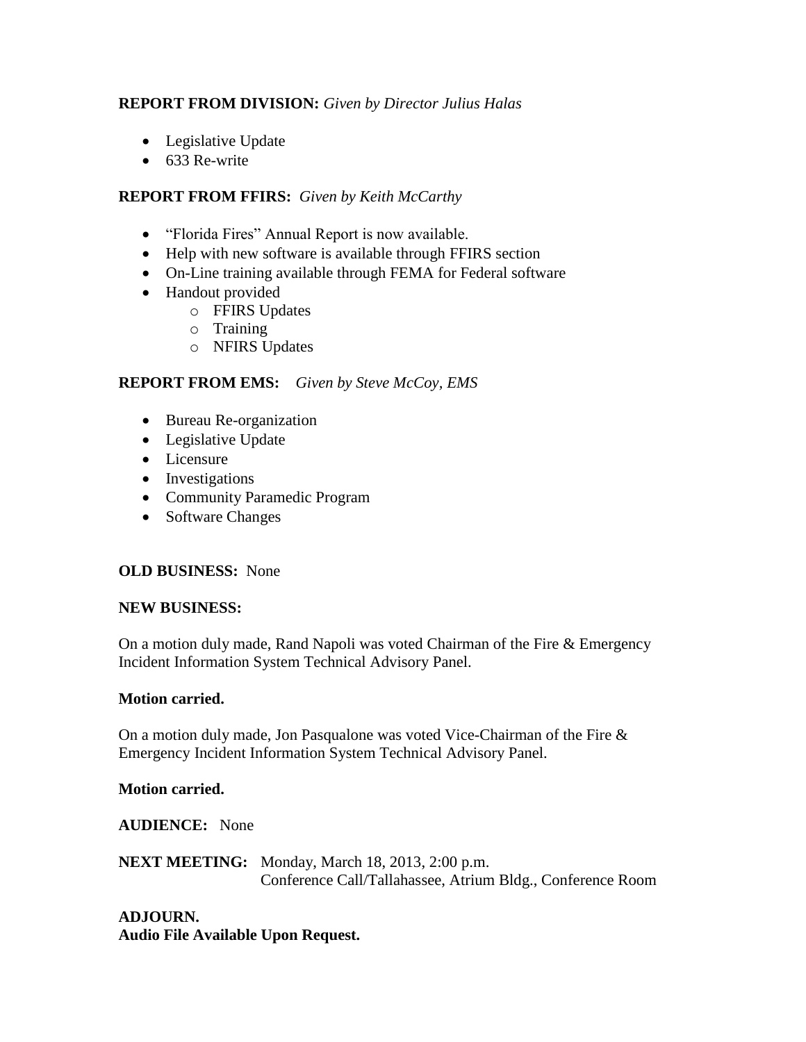**REPORT FROM DIVISION:** *Given by Director Julius Halas*

- Legislative Update
- 633 Re-write

**REPORT FROM FFIRS:** *Given by Keith McCarthy*

- "Florida Fires" Annual Report is now available.
- Help with new software is available through FFIRS section
- On-Line training available through FEMA for Federal software
- Handout provided
    - FFIRS Updates
    - Training
    - NFIRS Updates

**REPORT FROM EMS:** *Given by Steve McCoy, EMS*

- Bureau Re-organization
- Legislative Update
- Licensure
- Investigations
- Community Paramedic Program
- Software Changes

**OLD BUSINESS:** None

**NEW BUSINESS:**

On a motion duly made, Rand Napoli was voted Chairman of the Fire & Emergency Incident Information System Technical Advisory Panel.

**Motion carried.**

On a motion duly made, Jon Pasqualone was voted Vice-Chairman of the Fire & Emergency Incident Information System Technical Advisory Panel.

**Motion carried.**

**AUDIENCE:** None

**NEXT MEETING:** Monday, March 18, 2013, 2:00 p.m.
Conference Call/Tallahassee, Atrium Bldg., Conference Room

**ADJOURN.**
**Audio File Available Upon Request.**